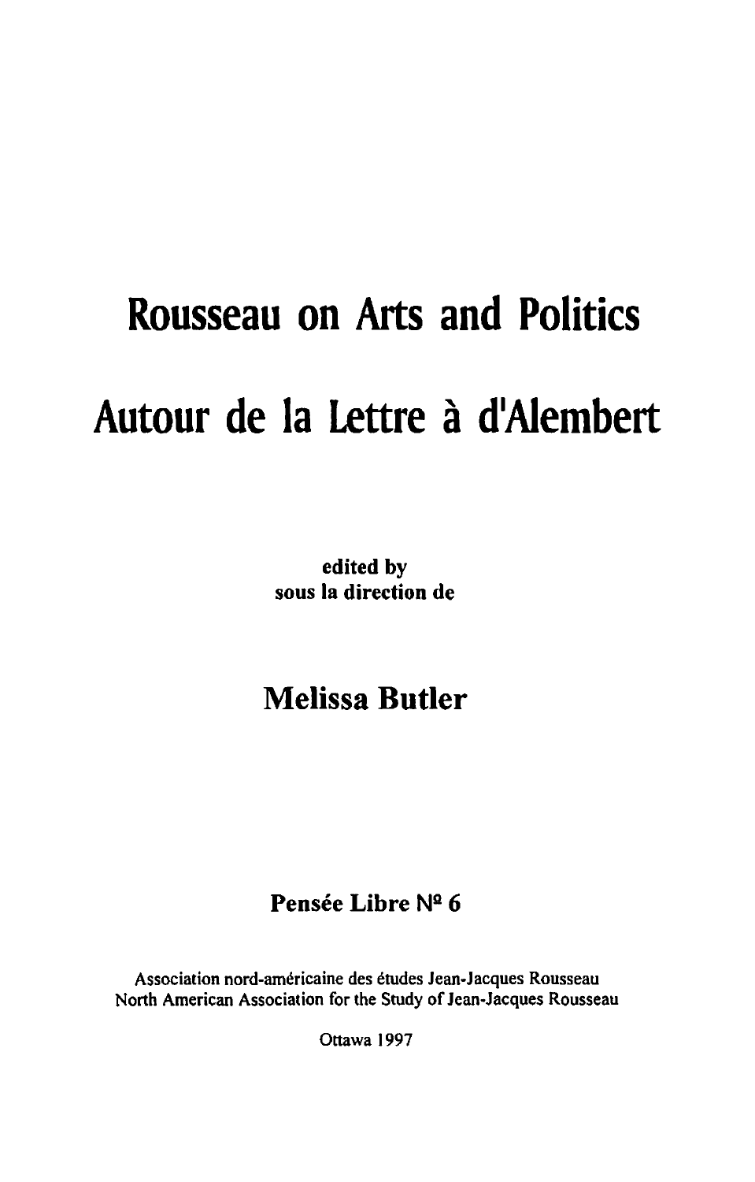# Rousseau on Arts and Politics

# Autour de la Lettre à d'Alembert

**edited by**
**sous la direction de**

## Melissa Butler

**Pensée Libre N$^{o}$ 6**

Association nord-américaine des études Jean-Jacques Rousseau
North American Association for the Study of Jean-Jacques Rousseau

Ottawa 1997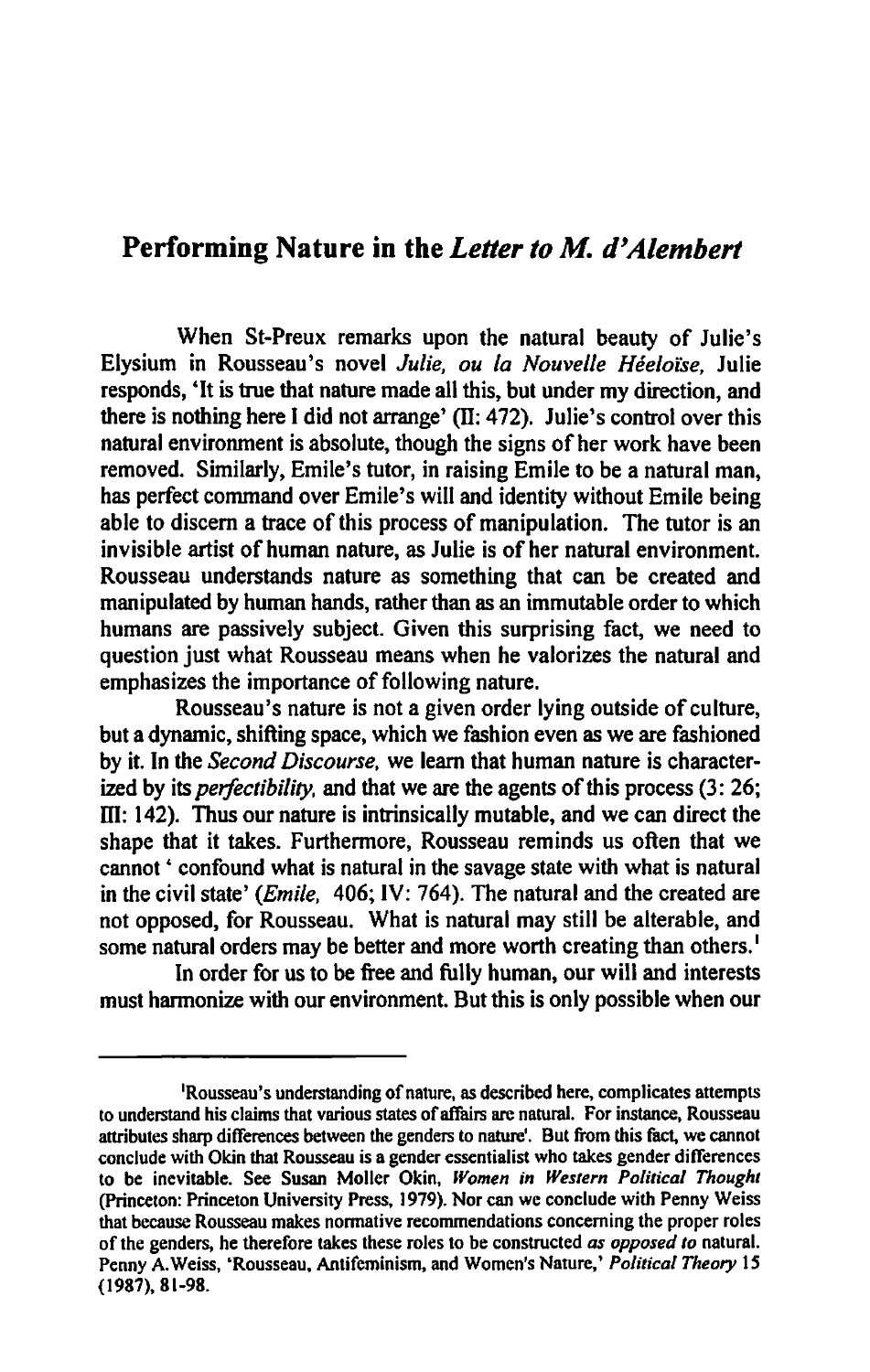# Performing Nature in the *Letter to M. d'Alembert*

When St-Preux remarks upon the natural beauty of Julie's Elysium in Rousseau's novel *Julie, ou la Nouvelle Héeloïse,* Julie responds, 'It is true that nature made all this, but under my direction, and there is nothing here I did not arrange' (II: 472). Julie's control over this natural environment is absolute, though the signs of her work have been removed. Similarly, Emile's tutor, in raising Emile to be a natural man, has perfect command over Emile's will and identity without Emile being able to discern a trace of this process of manipulation. The tutor is an invisible artist of human nature, as Julie is of her natural environment. Rousseau understands nature as something that can be created and manipulated by human hands, rather than as an immutable order to which humans are passively subject. Given this surprising fact, we need to question just what Rousseau means when he valorizes the natural and emphasizes the importance of following nature.

Rousseau's nature is not a given order lying outside of culture, but a dynamic, shifting space, which we fashion even as we are fashioned by it. In the *Second Discourse,* we learn that human nature is characterized by its *perfectibility,* and that we are the agents of this process (3: 26; III: 142). Thus our nature is intrinsically mutable, and we can direct the shape that it takes. Furthermore, Rousseau reminds us often that we cannot ' confound what is natural in the savage state with what is natural in the civil state' (*Emile,* 406; IV: 764). The natural and the created are not opposed, for Rousseau. What is natural may still be alterable, and some natural orders may be better and more worth creating than others.[1]

In order for us to be free and fully human, our will and interests must harmonize with our environment. But this is only possible when our

---

[1]Rousseau's understanding of nature, as described here, complicates attempts to understand his claims that various states of affairs are natural. For instance, Rousseau attributes sharp differences between the genders to nature'. But from this fact, we cannot conclude with Okin that Rousseau is a gender essentialist who takes gender differences to be inevitable. See Susan Moller Okin, *Women in Western Political Thought* (Princeton: Princeton University Press, 1979). Nor can we conclude with Penny Weiss that because Rousseau makes normative recommendations concerning the proper roles of the genders, he therefore takes these roles to be constructed *as opposed to* natural. Penny A.Weiss, 'Rousseau, Antifeminism, and Women's Nature,' *Political Theory* 15 (1987), 81-98.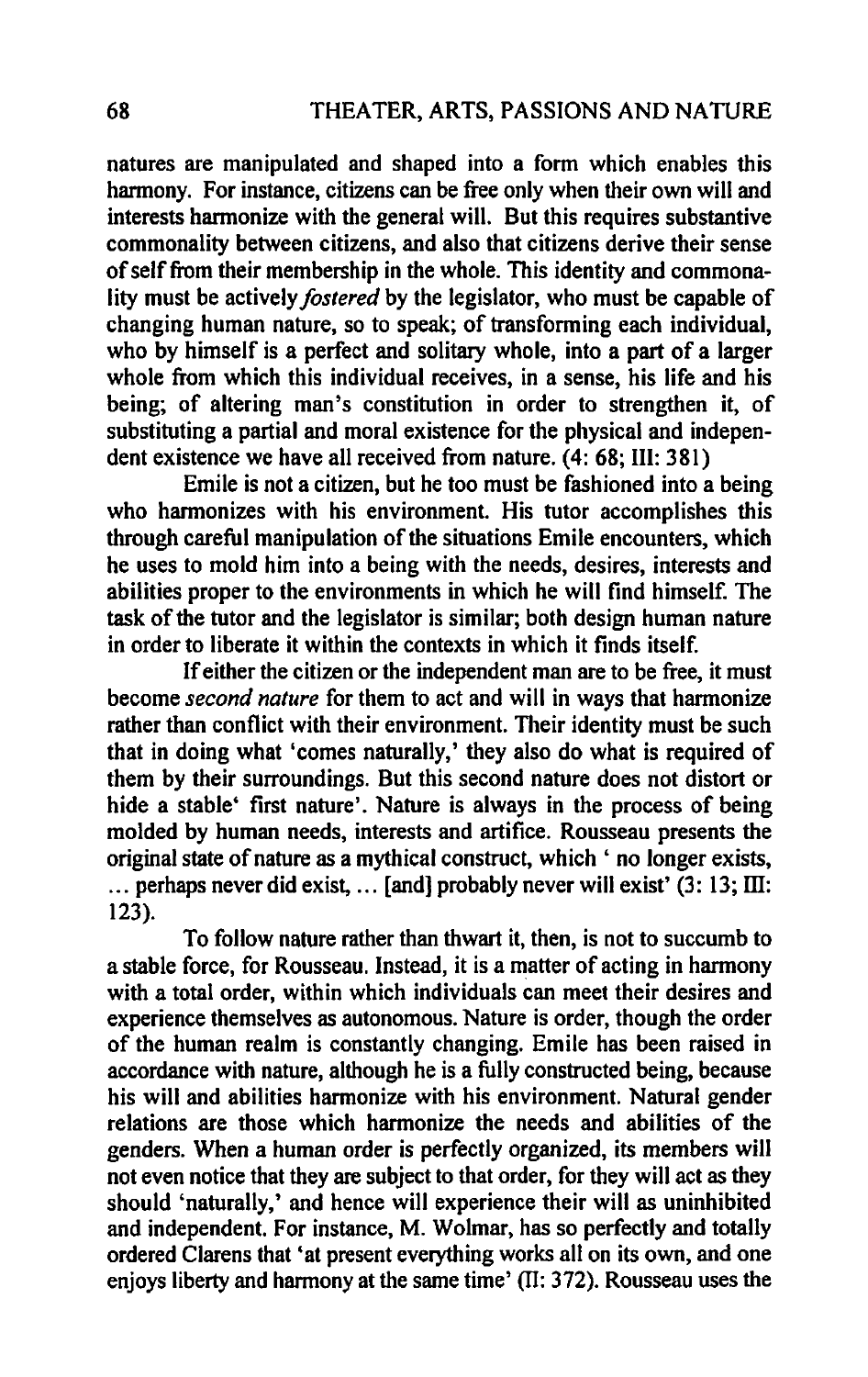natures are manipulated and shaped into a form which enables this harmony. For instance, citizens can be free only when their own will and interests harmonize with the general will. But this requires substantive commonality between citizens, and also that citizens derive their sense of self from their membership in the whole. This identity and commonality must be actively *fostered* by the legislator, who must be capable of changing human nature, so to speak; of transforming each individual, who by himself is a perfect and solitary whole, into a part of a larger whole from which this individual receives, in a sense, his life and his being; of altering man's constitution in order to strengthen it, of substituting a partial and moral existence for the physical and independent existence we have all received from nature. (4: 68; III: 381)

Emile is not a citizen, but he too must be fashioned into a being who harmonizes with his environment. His tutor accomplishes this through careful manipulation of the situations Emile encounters, which he uses to mold him into a being with the needs, desires, interests and abilities proper to the environments in which he will find himself. The task of the tutor and the legislator is similar; both design human nature in order to liberate it within the contexts in which it finds itself.

If either the citizen or the independent man are to be free, it must become *second nature* for them to act and will in ways that harmonize rather than conflict with their environment. Their identity must be such that in doing what 'comes naturally,' they also do what is required of them by their surroundings. But this second nature does not distort or hide a stable' first nature'. Nature is always in the process of being molded by human needs, interests and artifice. Rousseau presents the original state of nature as a mythical construct, which ' no longer exists, ... perhaps never did exist, ... [and] probably never will exist' (3: 13; III: 123).

To follow nature rather than thwart it, then, is not to succumb to a stable force, for Rousseau. Instead, it is a matter of acting in harmony with a total order, within which individuals can meet their desires and experience themselves as autonomous. Nature is order, though the order of the human realm is constantly changing. Emile has been raised in accordance with nature, although he is a fully constructed being, because his will and abilities harmonize with his environment. Natural gender relations are those which harmonize the needs and abilities of the genders. When a human order is perfectly organized, its members will not even notice that they are subject to that order, for they will act as they should 'naturally,' and hence will experience their will as uninhibited and independent. For instance, M. Wolmar, has so perfectly and totally ordered Clarens that 'at present everything works all on its own, and one enjoys liberty and harmony at the same time' (II: 372). Rousseau uses the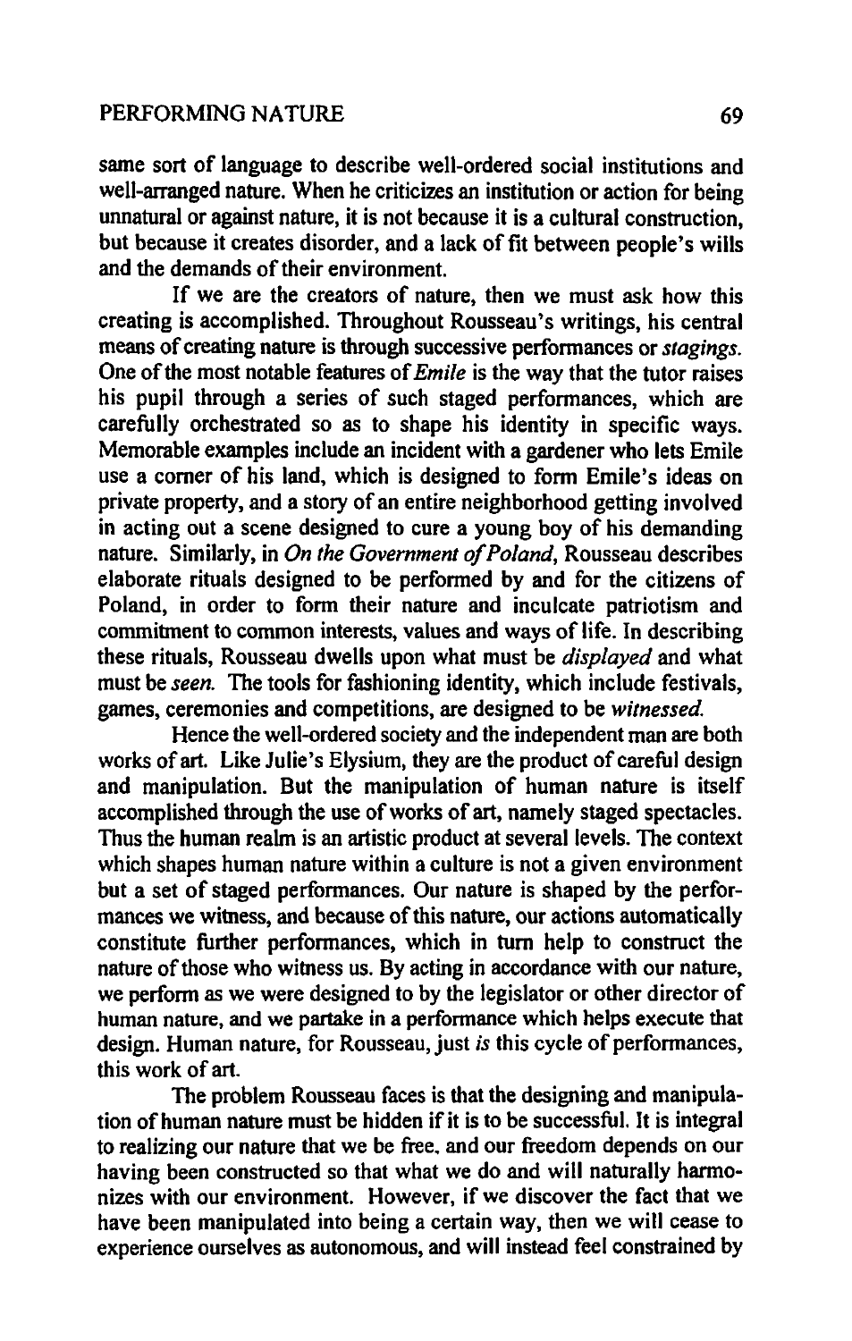same sort of language to describe well-ordered social institutions and well-arranged nature. When he criticizes an institution or action for being unnatural or against nature, it is not because it is a cultural construction, but because it creates disorder, and a lack of fit between people's wills and the demands of their environment.

If we are the creators of nature, then we must ask how this creating is accomplished. Throughout Rousseau's writings, his central means of creating nature is through successive performances or *stagings*. One of the most notable features of *Emile* is the way that the tutor raises his pupil through a series of such staged performances, which are carefully orchestrated so as to shape his identity in specific ways. Memorable examples include an incident with a gardener who lets Emile use a corner of his land, which is designed to form Emile's ideas on private property, and a story of an entire neighborhood getting involved in acting out a scene designed to cure a young boy of his demanding nature. Similarly, in *On the Government of Poland*, Rousseau describes elaborate rituals designed to be performed by and for the citizens of Poland, in order to form their nature and inculcate patriotism and commitment to common interests, values and ways of life. In describing these rituals, Rousseau dwells upon what must be *displayed* and what must be *seen*. The tools for fashioning identity, which include festivals, games, ceremonies and competitions, are designed to be *witnessed*.

Hence the well-ordered society and the independent man are both works of art. Like Julie's Elysium, they are the product of careful design and manipulation. But the manipulation of human nature is itself accomplished through the use of works of art, namely staged spectacles. Thus the human realm is an artistic product at several levels. The context which shapes human nature within a culture is not a given environment but a set of staged performances. Our nature is shaped by the performances we witness, and because of this nature, our actions automatically constitute further performances, which in turn help to construct the nature of those who witness us. By acting in accordance with our nature, we perform as we were designed to by the legislator or other director of human nature, and we partake in a performance which helps execute that design. Human nature, for Rousseau, just *is* this cycle of performances, this work of art.

The problem Rousseau faces is that the designing and manipulation of human nature must be hidden if it is to be successful. It is integral to realizing our nature that we be free, and our freedom depends on our having been constructed so that what we do and will naturally harmonizes with our environment. However, if we discover the fact that we have been manipulated into being a certain way, then we will cease to experience ourselves as autonomous, and will instead feel constrained by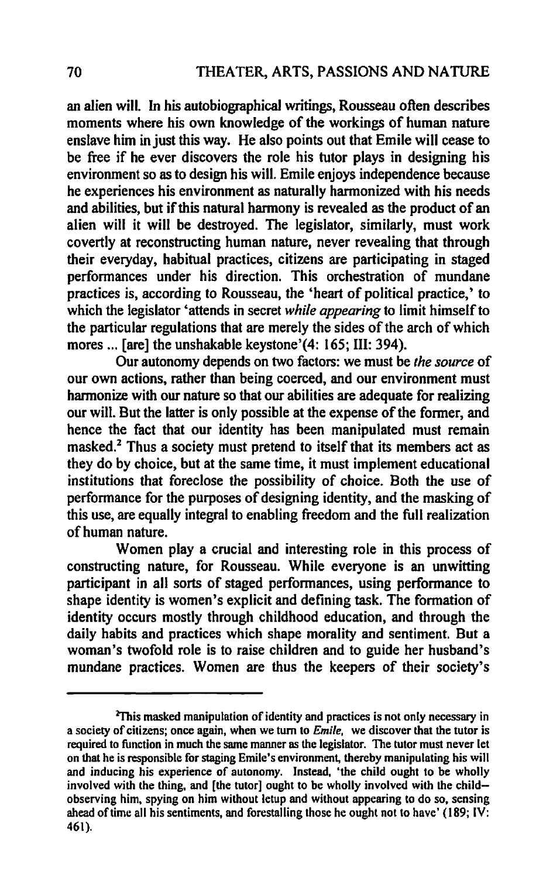an alien will. In his autobiographical writings, Rousseau often describes moments where his own knowledge of the workings of human nature enslave him in just this way. He also points out that Emile will cease to be free if he ever discovers the role his tutor plays in designing his environment so as to design his will. Emile enjoys independence because he experiences his environment as naturally harmonized with his needs and abilities, but if this natural harmony is revealed as the product of an alien will it will be destroyed. The legislator, similarly, must work covertly at reconstructing human nature, never revealing that through their everyday, habitual practices, citizens are participating in staged performances under his direction. This orchestration of mundane practices is, according to Rousseau, the 'heart of political practice,' to which the legislator 'attends in secret *while appearing* to limit himself to the particular regulations that are merely the sides of the arch of which mores ... [are] the unshakable keystone'(4: 165; III: 394).

Our autonomy depends on two factors: we must be *the source* of our own actions, rather than being coerced, and our environment must harmonize with our nature so that our abilities are adequate for realizing our will. But the latter is only possible at the expense of the former, and hence the fact that our identity has been manipulated must remain masked.[2] Thus a society must pretend to itself that its members act as they do by choice, but at the same time, it must implement educational institutions that foreclose the possibility of choice. Both the use of performance for the purposes of designing identity, and the masking of this use, are equally integral to enabling freedom and the full realization of human nature.

Women play a crucial and interesting role in this process of constructing nature, for Rousseau. While everyone is an unwitting participant in all sorts of staged performances, using performance to shape identity is women's explicit and defining task. The formation of identity occurs mostly through childhood education, and through the daily habits and practices which shape morality and sentiment. But a woman's twofold role is to raise children and to guide her husband's mundane practices. Women are thus the keepers of their society's

[2]This masked manipulation of identity and practices is not only necessary in a society of citizens; once again, when we turn to *Emile*, we discover that the tutor is required to function in much the same manner as the legislator. The tutor must never let on that he is responsible for staging Emile's environment, thereby manipulating his will and inducing his experience of autonomy. Instead, 'the child ought to be wholly involved with the thing, and [the tutor] ought to be wholly involved with the child—observing him, spying on him without letup and without appearing to do so, sensing ahead of time all his sentiments, and forestalling those he ought not to have' (189; IV: 461).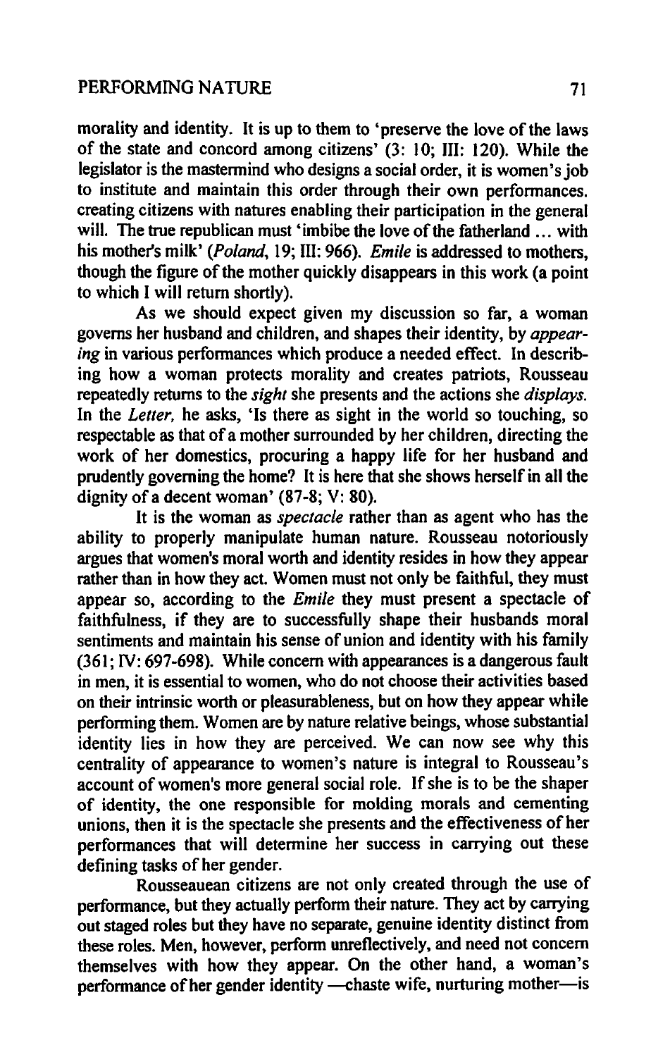morality and identity. It is up to them to 'preserve the love of the laws of the state and concord among citizens' (3: 10; III: 120). While the legislator is the mastermind who designs a social order, it is women's job to institute and maintain this order through their own performances. creating citizens with natures enabling their participation in the general will. The true republican must 'imbibe the love of the fatherland ... with his mother's milk' (*Poland*, 19; III: 966). *Emile* is addressed to mothers, though the figure of the mother quickly disappears in this work (a point to which I will return shortly).

As we should expect given my discussion so far, a woman governs her husband and children, and shapes their identity, by *appearing* in various performances which produce a needed effect. In describing how a woman protects morality and creates patriots, Rousseau repeatedly returns to the *sight* she presents and the actions she *displays*. In the *Letter*, he asks, 'Is there as sight in the world so touching, so respectable as that of a mother surrounded by her children, directing the work of her domestics, procuring a happy life for her husband and prudently governing the home? It is here that she shows herself in all the dignity of a decent woman' (87-8; V: 80).

It is the woman as *spectacle* rather than as agent who has the ability to properly manipulate human nature. Rousseau notoriously argues that women's moral worth and identity resides in how they appear rather than in how they act. Women must not only be faithful, they must appear so, according to the *Emile* they must present a spectacle of faithfulness, if they are to successfully shape their husbands moral sentiments and maintain his sense of union and identity with his family (361; IV: 697-698). While concern with appearances is a dangerous fault in men, it is essential to women, who do not choose their activities based on their intrinsic worth or pleasurableness, but on how they appear while performing them. Women are by nature relative beings, whose substantial identity lies in how they are perceived. We can now see why this centrality of appearance to women's nature is integral to Rousseau's account of women's more general social role. If she is to be the shaper of identity, the one responsible for molding morals and cementing unions, then it is the spectacle she presents and the effectiveness of her performances that will determine her success in carrying out these defining tasks of her gender.

Rousseauean citizens are not only created through the use of performance, but they actually perform their nature. They act by carrying out staged roles but they have no separate, genuine identity distinct from these roles. Men, however, perform unreflectively, and need not concern themselves with how they appear. On the other hand, a woman's performance of her gender identity —chaste wife, nurturing mother—is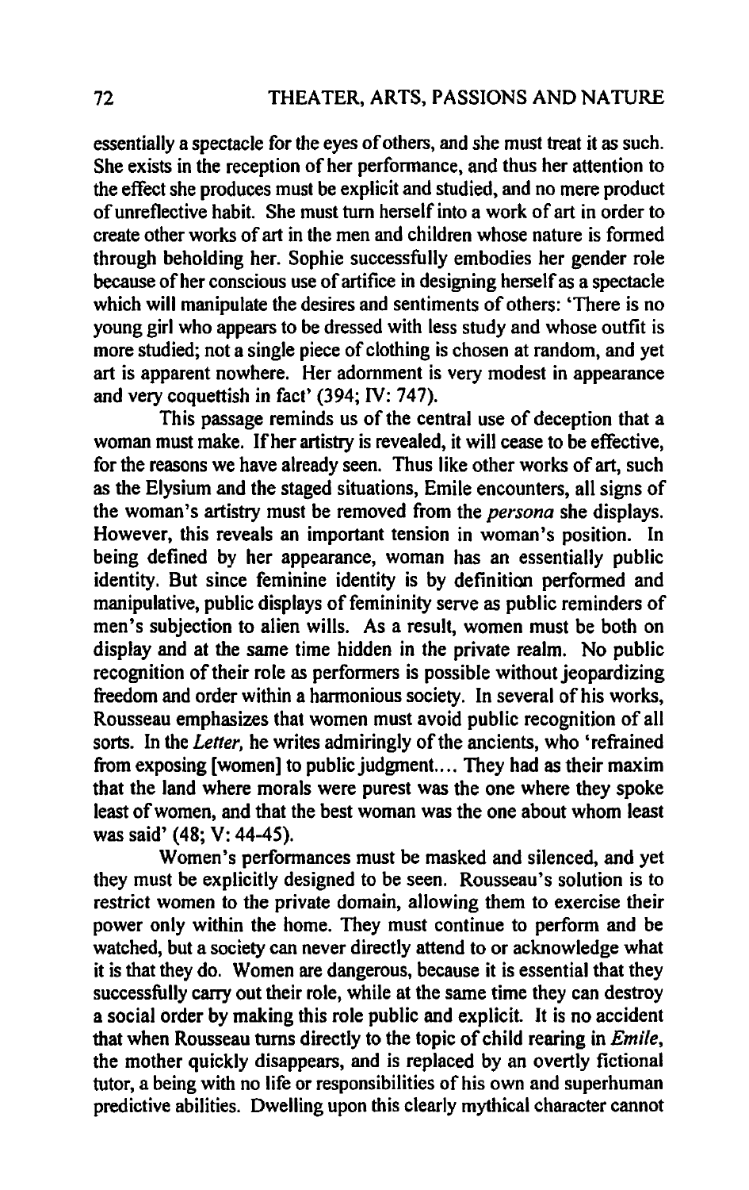essentially a spectacle for the eyes of others, and she must treat it as such. She exists in the reception of her performance, and thus her attention to the effect she produces must be explicit and studied, and no mere product of unreflective habit. She must turn herself into a work of art in order to create other works of art in the men and children whose nature is formed through beholding her. Sophie successfully embodies her gender role because of her conscious use of artifice in designing herself as a spectacle which will manipulate the desires and sentiments of others: 'There is no young girl who appears to be dressed with less study and whose outfit is more studied; not a single piece of clothing is chosen at random, and yet art is apparent nowhere. Her adornment is very modest in appearance and very coquettish in fact' (394; IV: 747).

This passage reminds us of the central use of deception that a woman must make. If her artistry is revealed, it will cease to be effective, for the reasons we have already seen. Thus like other works of art, such as the Elysium and the staged situations, Emile encounters, all signs of the woman's artistry must be removed from the *persona* she displays. However, this reveals an important tension in woman's position. In being defined by her appearance, woman has an essentially public identity. But since feminine identity is by definition performed and manipulative, public displays of femininity serve as public reminders of men's subjection to alien wills. As a result, women must be both on display and at the same time hidden in the private realm. No public recognition of their role as performers is possible without jeopardizing freedom and order within a harmonious society. In several of his works, Rousseau emphasizes that women must avoid public recognition of all sorts. In the *Letter*, he writes admiringly of the ancients, who 'refrained from exposing [women] to public judgment.... They had as their maxim that the land where morals were purest was the one where they spoke least of women, and that the best woman was the one about whom least was said' (48; V: 44-45).

Women's performances must be masked and silenced, and yet they must be explicitly designed to be seen. Rousseau's solution is to restrict women to the private domain, allowing them to exercise their power only within the home. They must continue to perform and be watched, but a society can never directly attend to or acknowledge what it is that they do. Women are dangerous, because it is essential that they successfully carry out their role, while at the same time they can destroy a social order by making this role public and explicit. It is no accident that when Rousseau turns directly to the topic of child rearing in *Emile*, the mother quickly disappears, and is replaced by an overtly fictional tutor, a being with no life or responsibilities of his own and superhuman predictive abilities. Dwelling upon this clearly mythical character cannot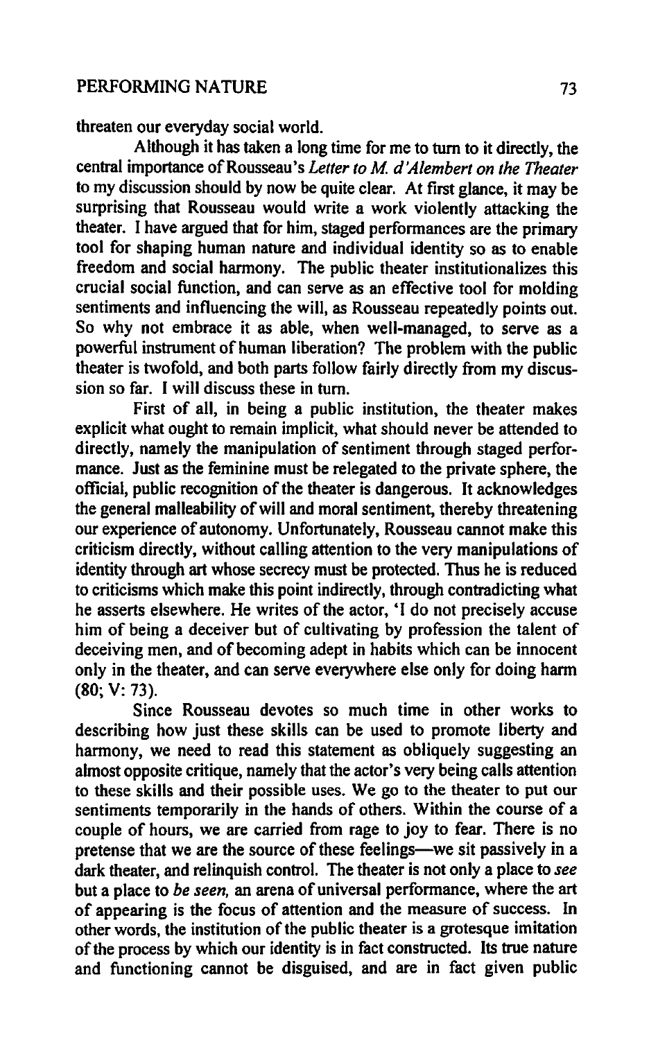threaten our everyday social world.

Although it has taken a long time for me to turn to it directly, the central importance of Rousseau's *Letter to M. d'Alembert on the Theater* to my discussion should by now be quite clear. At first glance, it may be surprising that Rousseau would write a work violently attacking the theater. I have argued that for him, staged performances are the primary tool for shaping human nature and individual identity so as to enable freedom and social harmony. The public theater institutionalizes this crucial social function, and can serve as an effective tool for molding sentiments and influencing the will, as Rousseau repeatedly points out. So why not embrace it as able, when well-managed, to serve as a powerful instrument of human liberation? The problem with the public theater is twofold, and both parts follow fairly directly from my discussion so far. I will discuss these in turn.

First of all, in being a public institution, the theater makes explicit what ought to remain implicit, what should never be attended to directly, namely the manipulation of sentiment through staged performance. Just as the feminine must be relegated to the private sphere, the official, public recognition of the theater is dangerous. It acknowledges the general malleability of will and moral sentiment, thereby threatening our experience of autonomy. Unfortunately, Rousseau cannot make this criticism directly, without calling attention to the very manipulations of identity through art whose secrecy must be protected. Thus he is reduced to criticisms which make this point indirectly, through contradicting what he asserts elsewhere. He writes of the actor, 'I do not precisely accuse him of being a deceiver but of cultivating by profession the talent of deceiving men, and of becoming adept in habits which can be innocent only in the theater, and can serve everywhere else only for doing harm (80; V: 73).

Since Rousseau devotes so much time in other works to describing how just these skills can be used to promote liberty and harmony, we need to read this statement as obliquely suggesting an almost opposite critique, namely that the actor's very being calls attention to these skills and their possible uses. We go to the theater to put our sentiments temporarily in the hands of others. Within the course of a couple of hours, we are carried from rage to joy to fear. There is no pretense that we are the source of these feelings—we sit passively in a dark theater, and relinquish control. The theater is not only a place to *see* but a place to *be seen,* an arena of universal performance, where the art of appearing is the focus of attention and the measure of success. In other words, the institution of the public theater is a grotesque imitation of the process by which our identity is in fact constructed. Its true nature and functioning cannot be disguised, and are in fact given public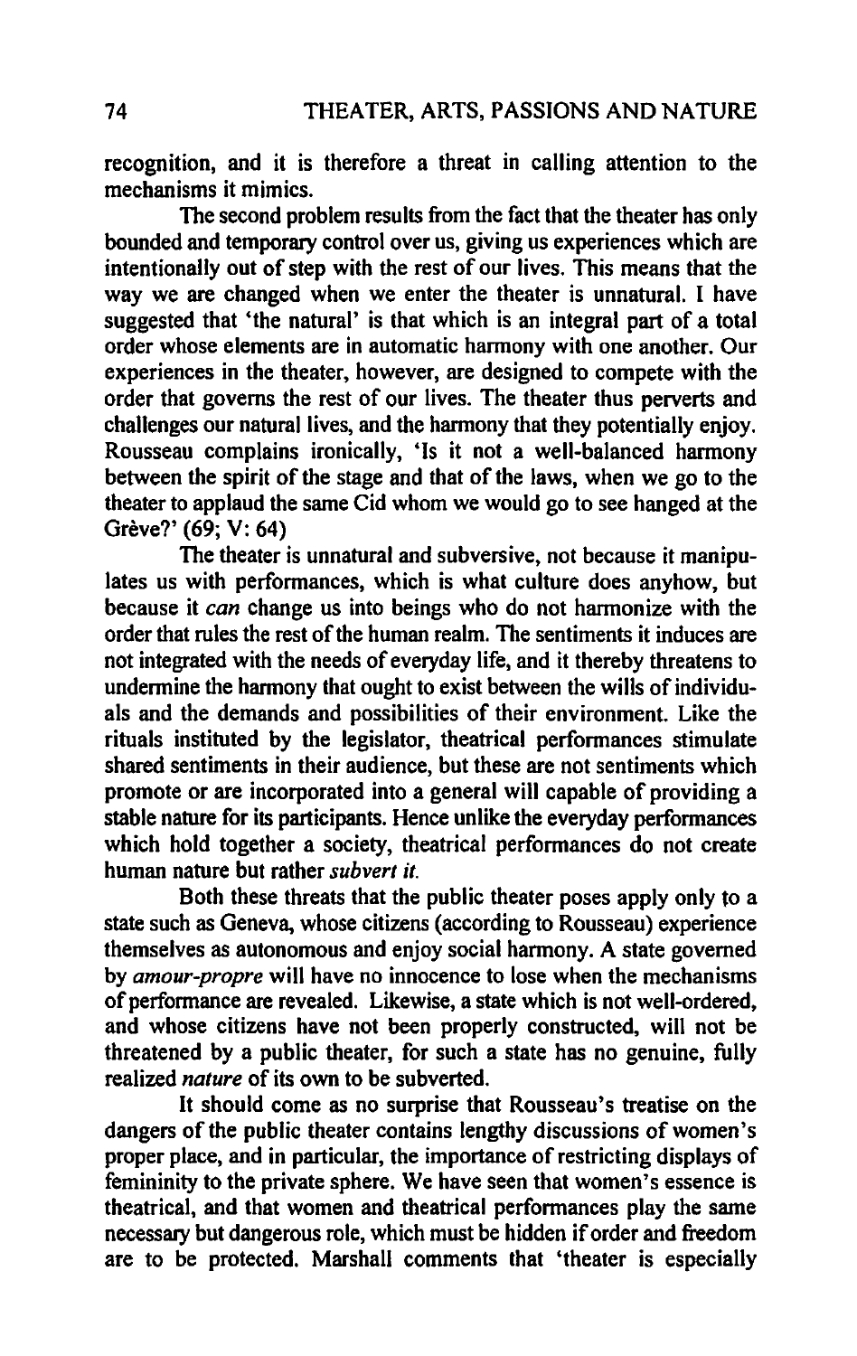recognition, and it is therefore a threat in calling attention to the mechanisms it mimics.

The second problem results from the fact that the theater has only bounded and temporary control over us, giving us experiences which are intentionally out of step with the rest of our lives. This means that the way we are changed when we enter the theater is unnatural. I have suggested that 'the natural' is that which is an integral part of a total order whose elements are in automatic harmony with one another. Our experiences in the theater, however, are designed to compete with the order that governs the rest of our lives. The theater thus perverts and challenges our natural lives, and the harmony that they potentially enjoy. Rousseau complains ironically, 'Is it not a well-balanced harmony between the spirit of the stage and that of the laws, when we go to the theater to applaud the same Cid whom we would go to see hanged at the Grève?' (69; V: 64)

The theater is unnatural and subversive, not because it manipulates us with performances, which is what culture does anyhow, but because it *can* change us into beings who do not harmonize with the order that rules the rest of the human realm. The sentiments it induces are not integrated with the needs of everyday life, and it thereby threatens to undermine the harmony that ought to exist between the wills of individuals and the demands and possibilities of their environment. Like the rituals instituted by the legislator, theatrical performances stimulate shared sentiments in their audience, but these are not sentiments which promote or are incorporated into a general will capable of providing a stable nature for its participants. Hence unlike the everyday performances which hold together a society, theatrical performances do not create human nature but rather *subvert it*.

Both these threats that the public theater poses apply only to a state such as Geneva, whose citizens (according to Rousseau) experience themselves as autonomous and enjoy social harmony. A state governed by *amour-propre* will have no innocence to lose when the mechanisms of performance are revealed. Likewise, a state which is not well-ordered, and whose citizens have not been properly constructed, will not be threatened by a public theater, for such a state has no genuine, fully realized *nature* of its own to be subverted.

It should come as no surprise that Rousseau's treatise on the dangers of the public theater contains lengthy discussions of women's proper place, and in particular, the importance of restricting displays of femininity to the private sphere. We have seen that women's essence is theatrical, and that women and theatrical performances play the same necessary but dangerous role, which must be hidden if order and freedom are to be protected. Marshall comments that 'theater is especially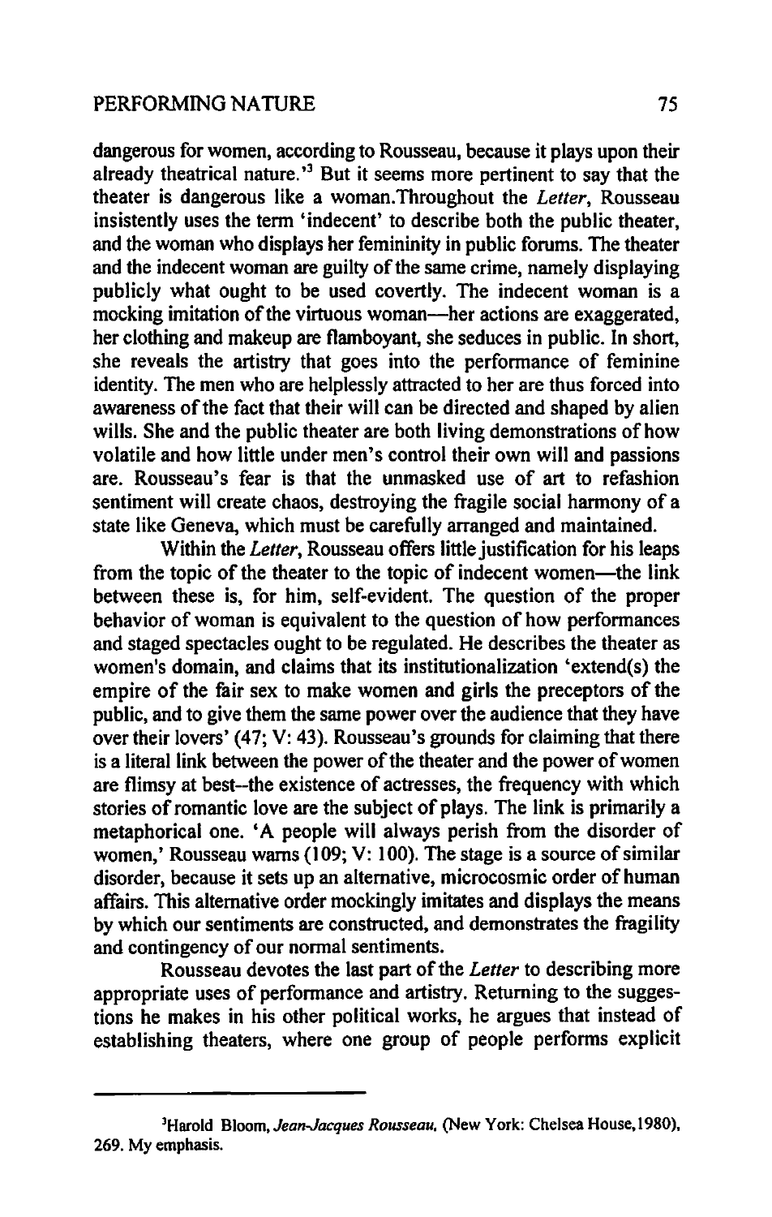dangerous for women, according to Rousseau, because it plays upon their already theatrical nature.'[3] But it seems more pertinent to say that the theater is dangerous like a woman.Throughout the *Letter*, Rousseau insistently uses the term 'indecent' to describe both the public theater, and the woman who displays her femininity in public forums. The theater and the indecent woman are guilty of the same crime, namely displaying publicly what ought to be used covertly. The indecent woman is a mocking imitation of the virtuous woman—her actions are exaggerated, her clothing and makeup are flamboyant, she seduces in public. In short, she reveals the artistry that goes into the performance of feminine identity. The men who are helplessly attracted to her are thus forced into awareness of the fact that their will can be directed and shaped by alien wills. She and the public theater are both living demonstrations of how volatile and how little under men's control their own will and passions are. Rousseau's fear is that the unmasked use of art to refashion sentiment will create chaos, destroying the fragile social harmony of a state like Geneva, which must be carefully arranged and maintained.

Within the *Letter*, Rousseau offers little justification for his leaps from the topic of the theater to the topic of indecent women—the link between these is, for him, self-evident. The question of the proper behavior of woman is equivalent to the question of how performances and staged spectacles ought to be regulated. He describes the theater as women's domain, and claims that its institutionalization 'extend(s) the empire of the fair sex to make women and girls the preceptors of the public, and to give them the same power over the audience that they have over their lovers' (47; V: 43). Rousseau's grounds for claiming that there is a literal link between the power of the theater and the power of women are flimsy at best--the existence of actresses, the frequency with which stories of romantic love are the subject of plays. The link is primarily a metaphorical one. 'A people will always perish from the disorder of women,' Rousseau warns (109; V: 100). The stage is a source of similar disorder, because it sets up an alternative, microcosmic order of human affairs. This alternative order mockingly imitates and displays the means by which our sentiments are constructed, and demonstrates the fragility and contingency of our normal sentiments.

Rousseau devotes the last part of the *Letter* to describing more appropriate uses of performance and artistry. Returning to the suggestions he makes in his other political works, he argues that instead of establishing theaters, where one group of people performs explicit

[3]Harold Bloom, *Jean-Jacques Rousseau*, (New York: Chelsea House,1980), 269. My emphasis.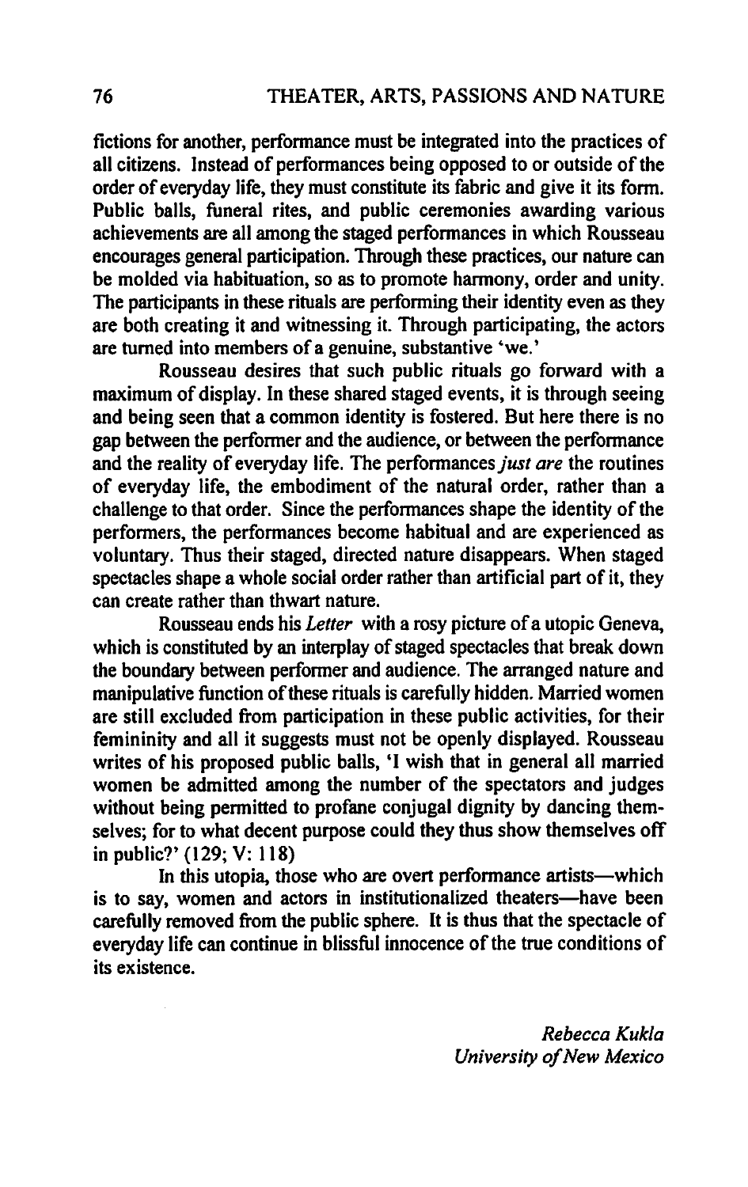fictions for another, performance must be integrated into the practices of all citizens. Instead of performances being opposed to or outside of the order of everyday life, they must constitute its fabric and give it its form. Public balls, funeral rites, and public ceremonies awarding various achievements are all among the staged performances in which Rousseau encourages general participation. Through these practices, our nature can be molded via habituation, so as to promote harmony, order and unity. The participants in these rituals are performing their identity even as they are both creating it and witnessing it. Through participating, the actors are turned into members of a genuine, substantive 'we.'

Rousseau desires that such public rituals go forward with a maximum of display. In these shared staged events, it is through seeing and being seen that a common identity is fostered. But here there is no gap between the performer and the audience, or between the performance and the reality of everyday life. The performances *just are* the routines of everyday life, the embodiment of the natural order, rather than a challenge to that order. Since the performances shape the identity of the performers, the performances become habitual and are experienced as voluntary. Thus their staged, directed nature disappears. When staged spectacles shape a whole social order rather than artificial part of it, they can create rather than thwart nature.

Rousseau ends his *Letter* with a rosy picture of a utopic Geneva, which is constituted by an interplay of staged spectacles that break down the boundary between performer and audience. The arranged nature and manipulative function of these rituals is carefully hidden. Married women are still excluded from participation in these public activities, for their femininity and all it suggests must not be openly displayed. Rousseau writes of his proposed public balls, 'I wish that in general all married women be admitted among the number of the spectators and judges without being permitted to profane conjugal dignity by dancing themselves; for to what decent purpose could they thus show themselves off in public?' (129; V: 118)

In this utopia, those who are overt performance artists—which is to say, women and actors in institutionalized theaters—have been carefully removed from the public sphere. It is thus that the spectacle of everyday life can continue in blissful innocence of the true conditions of its existence.

*Rebecca Kukla*
*University of New Mexico*